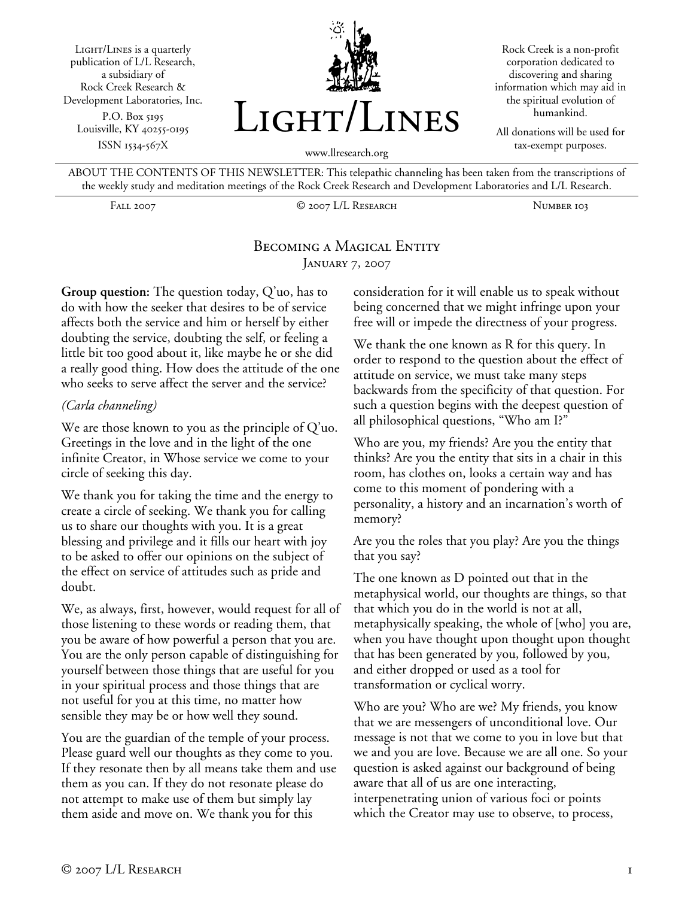Light/Lines is a quarterly publication of L/L Research, a subsidiary of Rock Creek Research & Development Laboratories, Inc.
P.O. Box 5195
Louisville, KY 40255-0195
ISSN 1534-567X

# Light/Lines

www.llresearch.org

Rock Creek is a non-profit corporation dedicated to discovering and sharing information which may aid in the spiritual evolution of humankind.

All donations will be used for tax-exempt purposes.

ABOUT THE CONTENTS OF THIS NEWSLETTER: This telepathic channeling has been taken from the transcriptions of the weekly study and meditation meetings of the Rock Creek Research and Development Laboratories and L/L Research.

Fall 2007 — © 2007 L/L Research — Number 103

## Becoming a Magical Entity

January 7, 2007

**Group question:** The question today, Q'uo, has to do with how the seeker that desires to be of service affects both the service and him or herself by either doubting the service, doubting the self, or feeling a little bit too good about it, like maybe he or she did a really good thing. How does the attitude of the one who seeks to serve affect the server and the service?

*(Carla channeling)*

We are those known to you as the principle of Q'uo. Greetings in the love and in the light of the one infinite Creator, in Whose service we come to your circle of seeking this day.

We thank you for taking the time and the energy to create a circle of seeking. We thank you for calling us to share our thoughts with you. It is a great blessing and privilege and it fills our heart with joy to be asked to offer our opinions on the subject of the effect on service of attitudes such as pride and doubt.

We, as always, first, however, would request for all of those listening to these words or reading them, that you be aware of how powerful a person that you are. You are the only person capable of distinguishing for yourself between those things that are useful for you in your spiritual process and those things that are not useful for you at this time, no matter how sensible they may be or how well they sound.

You are the guardian of the temple of your process. Please guard well our thoughts as they come to you. If they resonate then by all means take them and use them as you can. If they do not resonate please do not attempt to make use of them but simply lay them aside and move on. We thank you for this consideration for it will enable us to speak without being concerned that we might infringe upon your free will or impede the directness of your progress.

We thank the one known as R for this query. In order to respond to the question about the effect of attitude on service, we must take many steps backwards from the specificity of that question. For such a question begins with the deepest question of all philosophical questions, "Who am I?"

Who are you, my friends? Are you the entity that thinks? Are you the entity that sits in a chair in this room, has clothes on, looks a certain way and has come to this moment of pondering with a personality, a history and an incarnation's worth of memory?

Are you the roles that you play? Are you the things that you say?

The one known as D pointed out that in the metaphysical world, our thoughts are things, so that that which you do in the world is not at all, metaphysically speaking, the whole of [who] you are, when you have thought upon thought upon thought that has been generated by you, followed by you, and either dropped or used as a tool for transformation or cyclical worry.

Who are you? Who are we? My friends, you know that we are messengers of unconditional love. Our message is not that we come to you in love but that we and you are love. Because we are all one. So your question is asked against our background of being aware that all of us are one interacting, interpenetrating union of various foci or points which the Creator may use to observe, to process,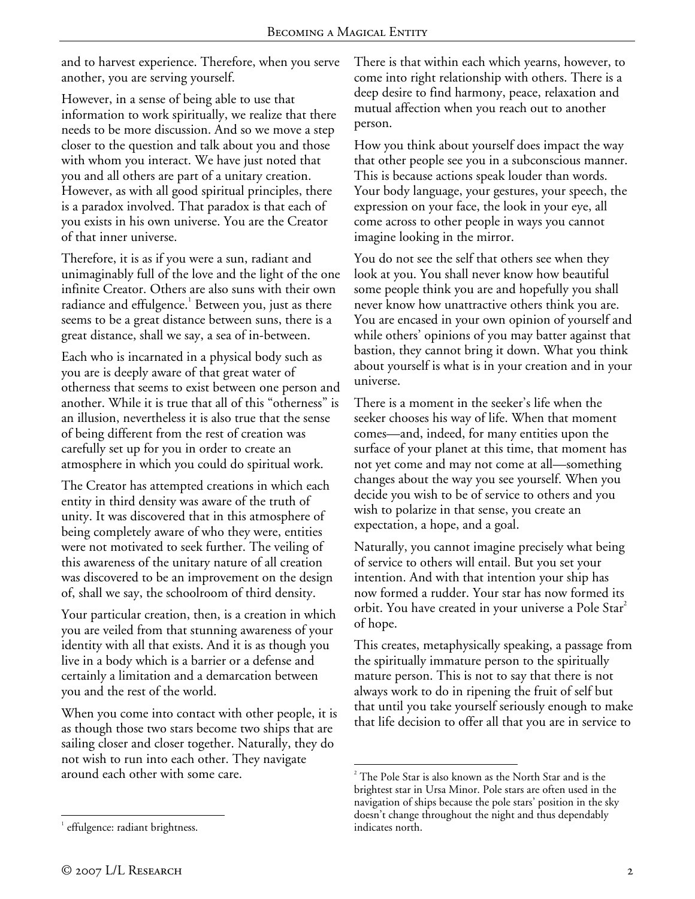and to harvest experience. Therefore, when you serve another, you are serving yourself.

However, in a sense of being able to use that information to work spiritually, we realize that there needs to be more discussion. And so we move a step closer to the question and talk about you and those with whom you interact. We have just noted that you and all others are part of a unitary creation. However, as with all good spiritual principles, there is a paradox involved. That paradox is that each of you exists in his own universe. You are the Creator of that inner universe.

Therefore, it is as if you were a sun, radiant and unimaginably full of the love and the light of the one infinite Creator. Others are also suns with their own radiance and effulgence.[1] Between you, just as there seems to be a great distance between suns, there is a great distance, shall we say, a sea of in-between.

Each who is incarnated in a physical body such as you are is deeply aware of that great water of otherness that seems to exist between one person and another. While it is true that all of this "otherness" is an illusion, nevertheless it is also true that the sense of being different from the rest of creation was carefully set up for you in order to create an atmosphere in which you could do spiritual work.

The Creator has attempted creations in which each entity in third density was aware of the truth of unity. It was discovered that in this atmosphere of being completely aware of who they were, entities were not motivated to seek further. The veiling of this awareness of the unitary nature of all creation was discovered to be an improvement on the design of, shall we say, the schoolroom of third density.

Your particular creation, then, is a creation in which you are veiled from that stunning awareness of your identity with all that exists. And it is as though you live in a body which is a barrier or a defense and certainly a limitation and a demarcation between you and the rest of the world.

When you come into contact with other people, it is as though those two stars become two ships that are sailing closer and closer together. Naturally, they do not wish to run into each other. They navigate around each other with some care.

There is that within each which yearns, however, to come into right relationship with others. There is a deep desire to find harmony, peace, relaxation and mutual affection when you reach out to another person.

How you think about yourself does impact the way that other people see you in a subconscious manner. This is because actions speak louder than words. Your body language, your gestures, your speech, the expression on your face, the look in your eye, all come across to other people in ways you cannot imagine looking in the mirror.

You do not see the self that others see when they look at you. You shall never know how beautiful some people think you are and hopefully you shall never know how unattractive others think you are. You are encased in your own opinion of yourself and while others' opinions of you may batter against that bastion, they cannot bring it down. What you think about yourself is what is in your creation and in your universe.

There is a moment in the seeker's life when the seeker chooses his way of life. When that moment comes—and, indeed, for many entities upon the surface of your planet at this time, that moment has not yet come and may not come at all—something changes about the way you see yourself. When you decide you wish to be of service to others and you wish to polarize in that sense, you create an expectation, a hope, and a goal.

Naturally, you cannot imagine precisely what being of service to others will entail. But you set your intention. And with that intention your ship has now formed a rudder. Your star has now formed its orbit. You have created in your universe a Pole Star[2] of hope.

This creates, metaphysically speaking, a passage from the spiritually immature person to the spiritually mature person. This is not to say that there is not always work to do in ripening the fruit of self but that until you take yourself seriously enough to make that life decision to offer all that you are in service to

---

[1] effulgence: radiant brightness.

[2] The Pole Star is also known as the North Star and is the brightest star in Ursa Minor. Pole stars are often used in the navigation of ships because the pole stars' position in the sky doesn't change throughout the night and thus dependably indicates north.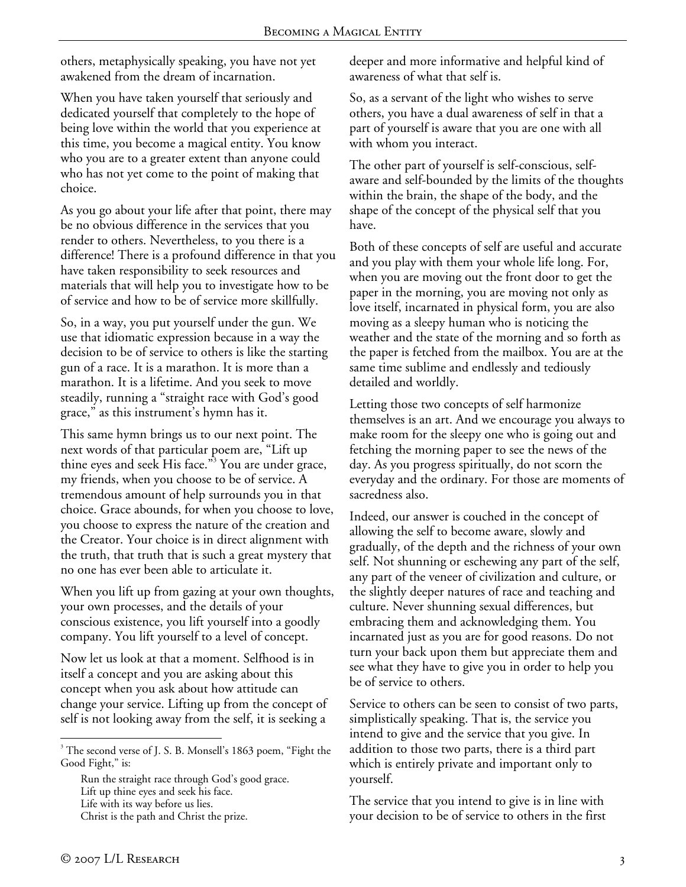others, metaphysically speaking, you have not yet awakened from the dream of incarnation.

When you have taken yourself that seriously and dedicated yourself that completely to the hope of being love within the world that you experience at this time, you become a magical entity. You know who you are to a greater extent than anyone could who has not yet come to the point of making that choice.

As you go about your life after that point, there may be no obvious difference in the services that you render to others. Nevertheless, to you there is a difference! There is a profound difference in that you have taken responsibility to seek resources and materials that will help you to investigate how to be of service and how to be of service more skillfully.

So, in a way, you put yourself under the gun. We use that idiomatic expression because in a way the decision to be of service to others is like the starting gun of a race. It is a marathon. It is more than a marathon. It is a lifetime. And you seek to move steadily, running a "straight race with God's good grace," as this instrument's hymn has it.

This same hymn brings us to our next point. The next words of that particular poem are, "Lift up thine eyes and seek His face."[3] You are under grace, my friends, when you choose to be of service. A tremendous amount of help surrounds you in that choice. Grace abounds, for when you choose to love, you choose to express the nature of the creation and the Creator. Your choice is in direct alignment with the truth, that truth that is such a great mystery that no one has ever been able to articulate it.

When you lift up from gazing at your own thoughts, your own processes, and the details of your conscious existence, you lift yourself into a goodly company. You lift yourself to a level of concept.

Now let us look at that a moment. Selfhood is in itself a concept and you are asking about this concept when you ask about how attitude can change your service. Lifting up from the concept of self is not looking away from the self, it is seeking a deeper and more informative and helpful kind of awareness of what that self is.

So, as a servant of the light who wishes to serve others, you have a dual awareness of self in that a part of yourself is aware that you are one with all with whom you interact.

The other part of yourself is self-conscious, self-aware and self-bounded by the limits of the thoughts within the brain, the shape of the body, and the shape of the concept of the physical self that you have.

Both of these concepts of self are useful and accurate and you play with them your whole life long. For, when you are moving out the front door to get the paper in the morning, you are moving not only as love itself, incarnated in physical form, you are also moving as a sleepy human who is noticing the weather and the state of the morning and so forth as the paper is fetched from the mailbox. You are at the same time sublime and endlessly and tediously detailed and worldly.

Letting those two concepts of self harmonize themselves is an art. And we encourage you always to make room for the sleepy one who is going out and fetching the morning paper to see the news of the day. As you progress spiritually, do not scorn the everyday and the ordinary. For those are moments of sacredness also.

Indeed, our answer is couched in the concept of allowing the self to become aware, slowly and gradually, of the depth and the richness of your own self. Not shunning or eschewing any part of the self, any part of the veneer of civilization and culture, or the slightly deeper natures of race and teaching and culture. Never shunning sexual differences, but embracing them and acknowledging them. You incarnated just as you are for good reasons. Do not turn your back upon them but appreciate them and see what they have to give you in order to help you be of service to others.

Service to others can be seen to consist of two parts, simplistically speaking. That is, the service you intend to give and the service that you give. In addition to those two parts, there is a third part which is entirely private and important only to yourself.

The service that you intend to give is in line with your decision to be of service to others in the first

---

[3] The second verse of J. S. B. Monsell's 1863 poem, "Fight the Good Fight," is:

> Run the straight race through God's good grace.
> Lift up thine eyes and seek his face.
> Life with its way before us lies.
> Christ is the path and Christ the prize.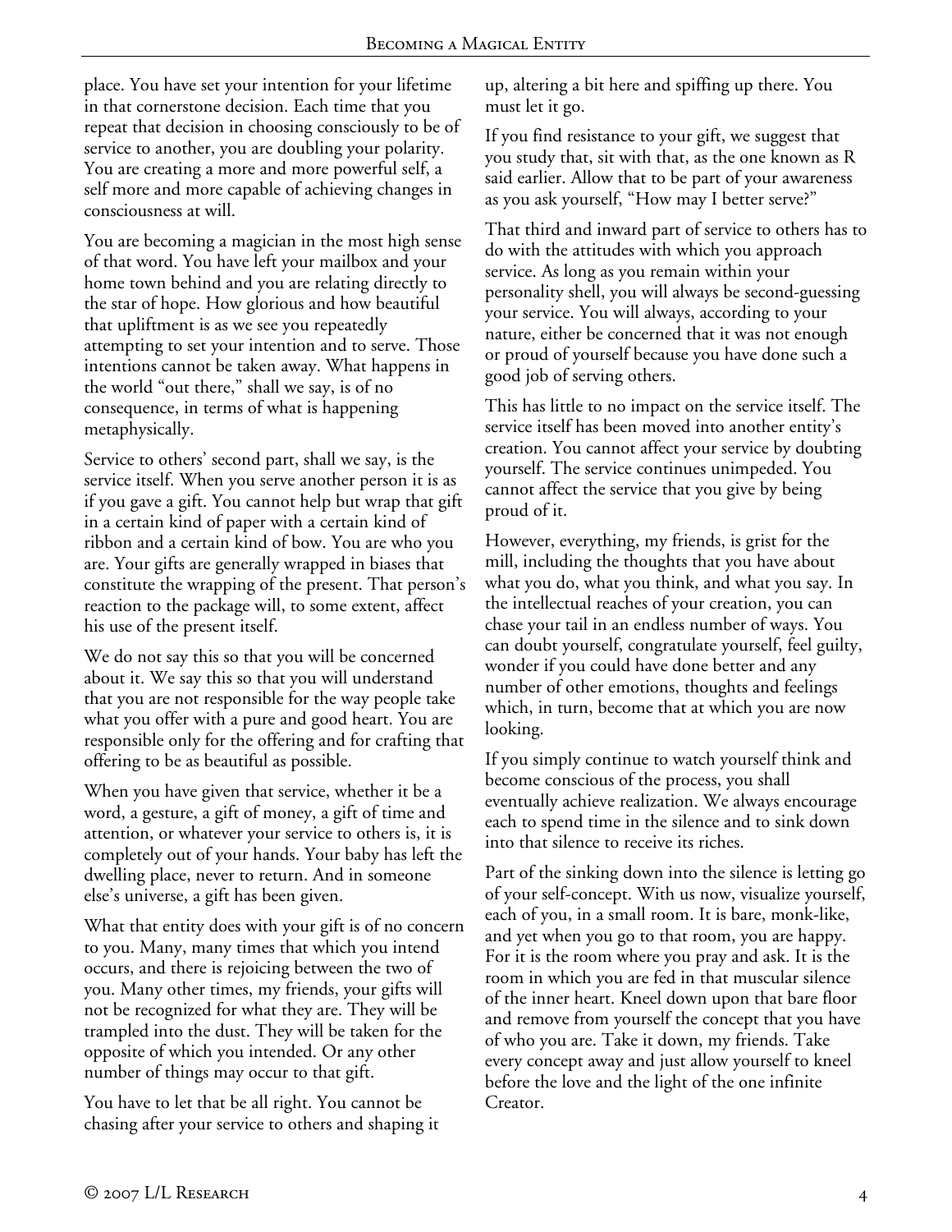place. You have set your intention for your lifetime in that cornerstone decision. Each time that you repeat that decision in choosing consciously to be of service to another, you are doubling your polarity. You are creating a more and more powerful self, a self more and more capable of achieving changes in consciousness at will.

You are becoming a magician in the most high sense of that word. You have left your mailbox and your home town behind and you are relating directly to the star of hope. How glorious and how beautiful that upliftment is as we see you repeatedly attempting to set your intention and to serve. Those intentions cannot be taken away. What happens in the world "out there," shall we say, is of no consequence, in terms of what is happening metaphysically.

Service to others' second part, shall we say, is the service itself. When you serve another person it is as if you gave a gift. You cannot help but wrap that gift in a certain kind of paper with a certain kind of ribbon and a certain kind of bow. You are who you are. Your gifts are generally wrapped in biases that constitute the wrapping of the present. That person's reaction to the package will, to some extent, affect his use of the present itself.

We do not say this so that you will be concerned about it. We say this so that you will understand that you are not responsible for the way people take what you offer with a pure and good heart. You are responsible only for the offering and for crafting that offering to be as beautiful as possible.

When you have given that service, whether it be a word, a gesture, a gift of money, a gift of time and attention, or whatever your service to others is, it is completely out of your hands. Your baby has left the dwelling place, never to return. And in someone else's universe, a gift has been given.

What that entity does with your gift is of no concern to you. Many, many times that which you intend occurs, and there is rejoicing between the two of you. Many other times, my friends, your gifts will not be recognized for what they are. They will be trampled into the dust. They will be taken for the opposite of which you intended. Or any other number of things may occur to that gift.

You have to let that be all right. You cannot be chasing after your service to others and shaping it up, altering a bit here and spiffing up there. You must let it go.

If you find resistance to your gift, we suggest that you study that, sit with that, as the one known as R said earlier. Allow that to be part of your awareness as you ask yourself, "How may I better serve?"

That third and inward part of service to others has to do with the attitudes with which you approach service. As long as you remain within your personality shell, you will always be second-guessing your service. You will always, according to your nature, either be concerned that it was not enough or proud of yourself because you have done such a good job of serving others.

This has little to no impact on the service itself. The service itself has been moved into another entity's creation. You cannot affect your service by doubting yourself. The service continues unimpeded. You cannot affect the service that you give by being proud of it.

However, everything, my friends, is grist for the mill, including the thoughts that you have about what you do, what you think, and what you say. In the intellectual reaches of your creation, you can chase your tail in an endless number of ways. You can doubt yourself, congratulate yourself, feel guilty, wonder if you could have done better and any number of other emotions, thoughts and feelings which, in turn, become that at which you are now looking.

If you simply continue to watch yourself think and become conscious of the process, you shall eventually achieve realization. We always encourage each to spend time in the silence and to sink down into that silence to receive its riches.

Part of the sinking down into the silence is letting go of your self-concept. With us now, visualize yourself, each of you, in a small room. It is bare, monk-like, and yet when you go to that room, you are happy. For it is the room where you pray and ask. It is the room in which you are fed in that muscular silence of the inner heart. Kneel down upon that bare floor and remove from yourself the concept that you have of who you are. Take it down, my friends. Take every concept away and just allow yourself to kneel before the love and the light of the one infinite Creator.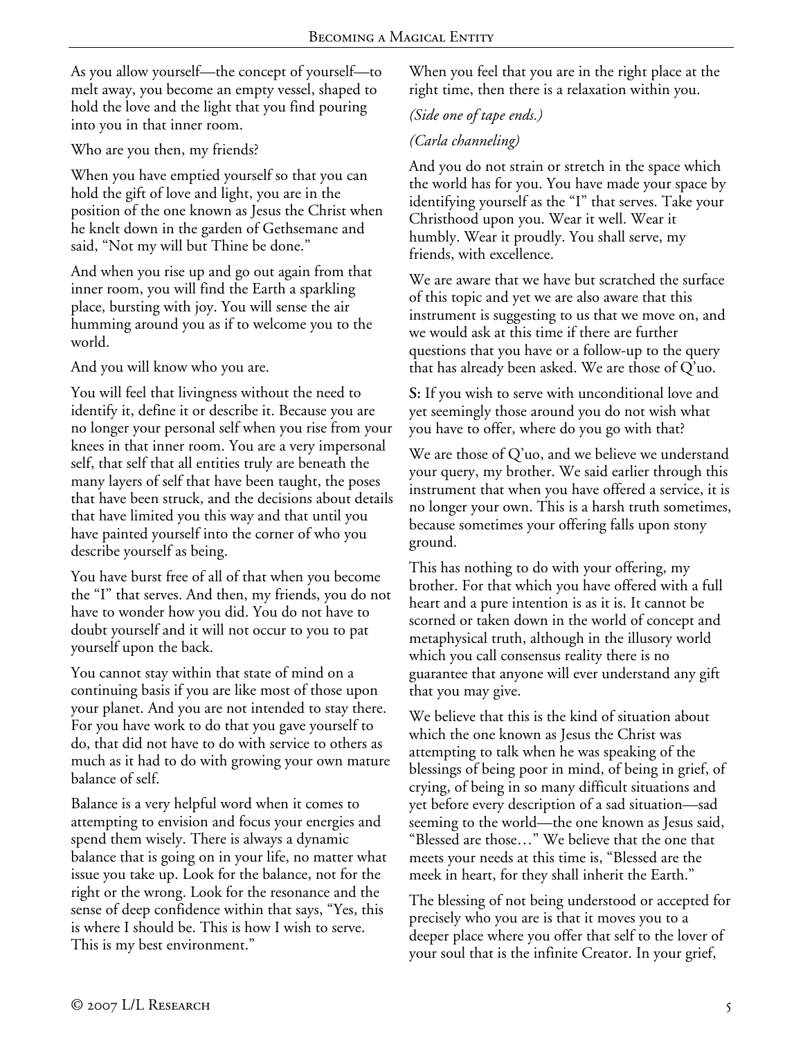As you allow yourself—the concept of yourself—to melt away, you become an empty vessel, shaped to hold the love and the light that you find pouring into you in that inner room.

Who are you then, my friends?

When you have emptied yourself so that you can hold the gift of love and light, you are in the position of the one known as Jesus the Christ when he knelt down in the garden of Gethsemane and said, "Not my will but Thine be done."

And when you rise up and go out again from that inner room, you will find the Earth a sparkling place, bursting with joy. You will sense the air humming around you as if to welcome you to the world.

And you will know who you are.

You will feel that livingness without the need to identify it, define it or describe it. Because you are no longer your personal self when you rise from your knees in that inner room. You are a very impersonal self, that self that all entities truly are beneath the many layers of self that have been taught, the poses that have been struck, and the decisions about details that have limited you this way and that until you have painted yourself into the corner of who you describe yourself as being.

You have burst free of all of that when you become the "I" that serves. And then, my friends, you do not have to wonder how you did. You do not have to doubt yourself and it will not occur to you to pat yourself upon the back.

You cannot stay within that state of mind on a continuing basis if you are like most of those upon your planet. And you are not intended to stay there. For you have work to do that you gave yourself to do, that did not have to do with service to others as much as it had to do with growing your own mature balance of self.

Balance is a very helpful word when it comes to attempting to envision and focus your energies and spend them wisely. There is always a dynamic balance that is going on in your life, no matter what issue you take up. Look for the balance, not for the right or the wrong. Look for the resonance and the sense of deep confidence within that says, "Yes, this is where I should be. This is how I wish to serve. This is my best environment."

When you feel that you are in the right place at the right time, then there is a relaxation within you.

*(Side one of tape ends.)*

*(Carla channeling)*

And you do not strain or stretch in the space which the world has for you. You have made your space by identifying yourself as the "I" that serves. Take your Christhood upon you. Wear it well. Wear it humbly. Wear it proudly. You shall serve, my friends, with excellence.

We are aware that we have but scratched the surface of this topic and yet we are also aware that this instrument is suggesting to us that we move on, and we would ask at this time if there are further questions that you have or a follow-up to the query that has already been asked. We are those of Q'uo.

**S:** If you wish to serve with unconditional love and yet seemingly those around you do not wish what you have to offer, where do you go with that?

We are those of Q'uo, and we believe we understand your query, my brother. We said earlier through this instrument that when you have offered a service, it is no longer your own. This is a harsh truth sometimes, because sometimes your offering falls upon stony ground.

This has nothing to do with your offering, my brother. For that which you have offered with a full heart and a pure intention is as it is. It cannot be scorned or taken down in the world of concept and metaphysical truth, although in the illusory world which you call consensus reality there is no guarantee that anyone will ever understand any gift that you may give.

We believe that this is the kind of situation about which the one known as Jesus the Christ was attempting to talk when he was speaking of the blessings of being poor in mind, of being in grief, of crying, of being in so many difficult situations and yet before every description of a sad situation—sad seeming to the world—the one known as Jesus said, "Blessed are those…" We believe that the one that meets your needs at this time is, "Blessed are the meek in heart, for they shall inherit the Earth."

The blessing of not being understood or accepted for precisely who you are is that it moves you to a deeper place where you offer that self to the lover of your soul that is the infinite Creator. In your grief,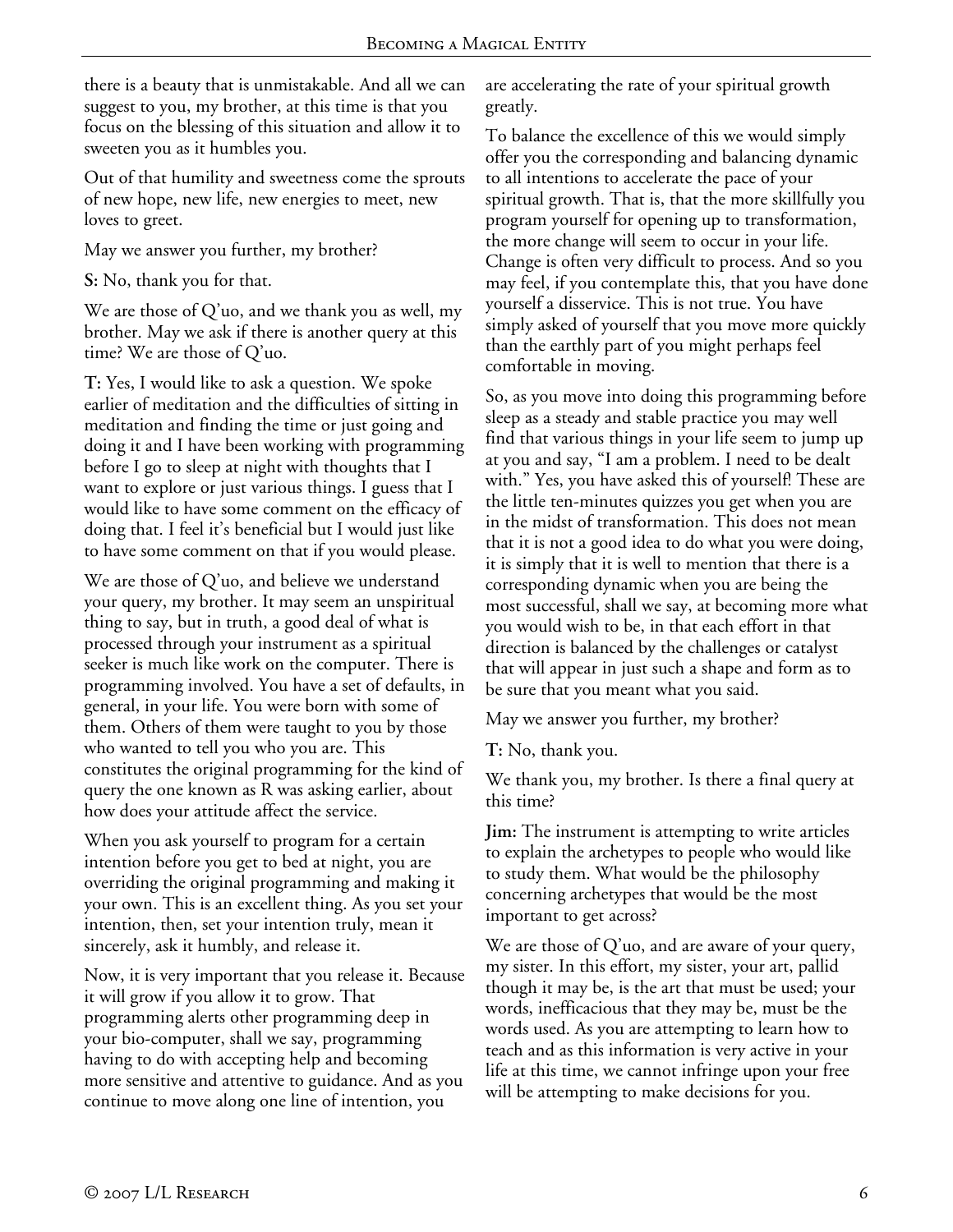there is a beauty that is unmistakable. And all we can suggest to you, my brother, at this time is that you focus on the blessing of this situation and allow it to sweeten you as it humbles you.

Out of that humility and sweetness come the sprouts of new hope, new life, new energies to meet, new loves to greet.

May we answer you further, my brother?

**S:** No, thank you for that.

We are those of Q'uo, and we thank you as well, my brother. May we ask if there is another query at this time? We are those of Q'uo.

**T:** Yes, I would like to ask a question. We spoke earlier of meditation and the difficulties of sitting in meditation and finding the time or just going and doing it and I have been working with programming before I go to sleep at night with thoughts that I want to explore or just various things. I guess that I would like to have some comment on the efficacy of doing that. I feel it's beneficial but I would just like to have some comment on that if you would please.

We are those of Q'uo, and believe we understand your query, my brother. It may seem an unspiritual thing to say, but in truth, a good deal of what is processed through your instrument as a spiritual seeker is much like work on the computer. There is programming involved. You have a set of defaults, in general, in your life. You were born with some of them. Others of them were taught to you by those who wanted to tell you who you are. This constitutes the original programming for the kind of query the one known as R was asking earlier, about how does your attitude affect the service.

When you ask yourself to program for a certain intention before you get to bed at night, you are overriding the original programming and making it your own. This is an excellent thing. As you set your intention, then, set your intention truly, mean it sincerely, ask it humbly, and release it.

Now, it is very important that you release it. Because it will grow if you allow it to grow. That programming alerts other programming deep in your bio-computer, shall we say, programming having to do with accepting help and becoming more sensitive and attentive to guidance. And as you continue to move along one line of intention, you are accelerating the rate of your spiritual growth greatly.

To balance the excellence of this we would simply offer you the corresponding and balancing dynamic to all intentions to accelerate the pace of your spiritual growth. That is, that the more skillfully you program yourself for opening up to transformation, the more change will seem to occur in your life. Change is often very difficult to process. And so you may feel, if you contemplate this, that you have done yourself a disservice. This is not true. You have simply asked of yourself that you move more quickly than the earthly part of you might perhaps feel comfortable in moving.

So, as you move into doing this programming before sleep as a steady and stable practice you may well find that various things in your life seem to jump up at you and say, "I am a problem. I need to be dealt with." Yes, you have asked this of yourself! These are the little ten-minutes quizzes you get when you are in the midst of transformation. This does not mean that it is not a good idea to do what you were doing, it is simply that it is well to mention that there is a corresponding dynamic when you are being the most successful, shall we say, at becoming more what you would wish to be, in that each effort in that direction is balanced by the challenges or catalyst that will appear in just such a shape and form as to be sure that you meant what you said.

May we answer you further, my brother?

**T:** No, thank you.

We thank you, my brother. Is there a final query at this time?

**Jim:** The instrument is attempting to write articles to explain the archetypes to people who would like to study them. What would be the philosophy concerning archetypes that would be the most important to get across?

We are those of Q'uo, and are aware of your query, my sister. In this effort, my sister, your art, pallid though it may be, is the art that must be used; your words, inefficacious that they may be, must be the words used. As you are attempting to learn how to teach and as this information is very active in your life at this time, we cannot infringe upon your free will be attempting to make decisions for you.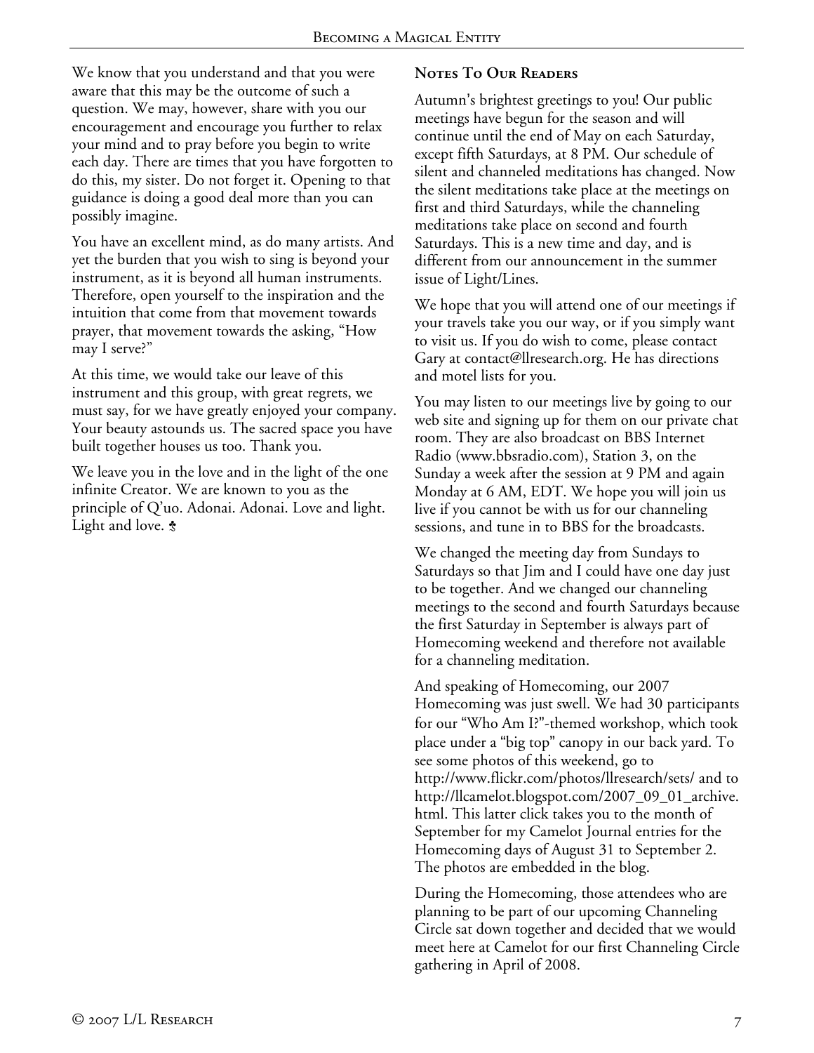We know that you understand and that you were aware that this may be the outcome of such a question. We may, however, share with you our encouragement and encourage you further to relax your mind and to pray before you begin to write each day. There are times that you have forgotten to do this, my sister. Do not forget it. Opening to that guidance is doing a good deal more than you can possibly imagine.

You have an excellent mind, as do many artists. And yet the burden that you wish to sing is beyond your instrument, as it is beyond all human instruments. Therefore, open yourself to the inspiration and the intuition that come from that movement towards prayer, that movement towards the asking, "How may I serve?"

At this time, we would take our leave of this instrument and this group, with great regrets, we must say, for we have greatly enjoyed your company. Your beauty astounds us. The sacred space you have built together houses us too. Thank you.

We leave you in the love and in the light of the one infinite Creator. We are known to you as the principle of Q'uo. Adonai. Adonai. Love and light. Light and love. ♰

## Notes To Our Readers

Autumn's brightest greetings to you! Our public meetings have begun for the season and will continue until the end of May on each Saturday, except fifth Saturdays, at 8 PM. Our schedule of silent and channeled meditations has changed. Now the silent meditations take place at the meetings on first and third Saturdays, while the channeling meditations take place on second and fourth Saturdays. This is a new time and day, and is different from our announcement in the summer issue of Light/Lines.

We hope that you will attend one of our meetings if your travels take you our way, or if you simply want to visit us. If you do wish to come, please contact Gary at contact@llresearch.org. He has directions and motel lists for you.

You may listen to our meetings live by going to our web site and signing up for them on our private chat room. They are also broadcast on BBS Internet Radio (www.bbsradio.com), Station 3, on the Sunday a week after the session at 9 PM and again Monday at 6 AM, EDT. We hope you will join us live if you cannot be with us for our channeling sessions, and tune in to BBS for the broadcasts.

We changed the meeting day from Sundays to Saturdays so that Jim and I could have one day just to be together. And we changed our channeling meetings to the second and fourth Saturdays because the first Saturday in September is always part of Homecoming weekend and therefore not available for a channeling meditation.

And speaking of Homecoming, our 2007 Homecoming was just swell. We had 30 participants for our "Who Am I?"-themed workshop, which took place under a "big top" canopy in our back yard. To see some photos of this weekend, go to http://www.flickr.com/photos/llresearch/sets/ and to http://llcamelot.blogspot.com/2007_09_01_archive.html. This latter click takes you to the month of September for my Camelot Journal entries for the Homecoming days of August 31 to September 2. The photos are embedded in the blog.

During the Homecoming, those attendees who are planning to be part of our upcoming Channeling Circle sat down together and decided that we would meet here at Camelot for our first Channeling Circle gathering in April of 2008.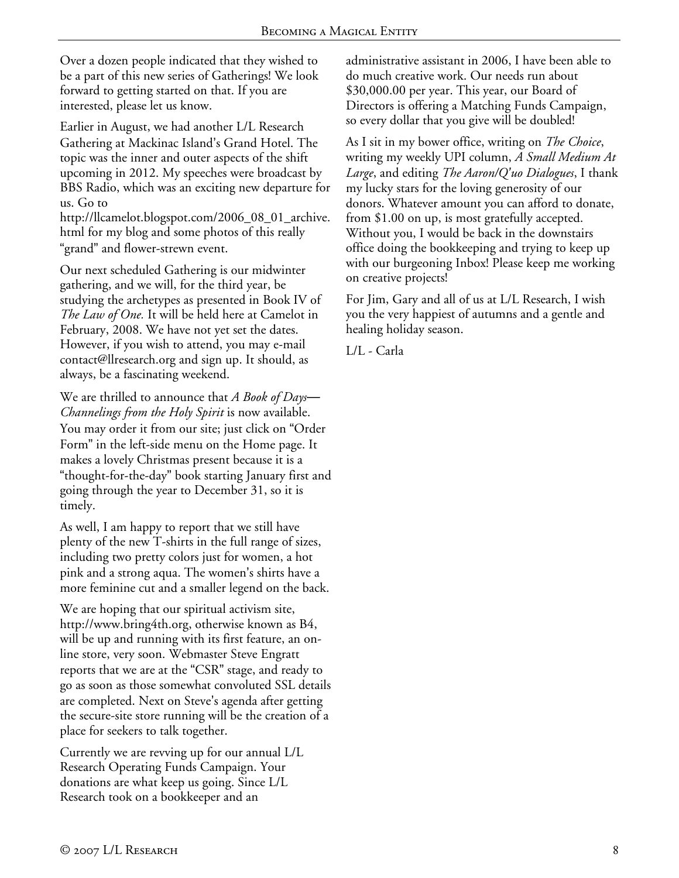Over a dozen people indicated that they wished to be a part of this new series of Gatherings! We look forward to getting started on that. If you are interested, please let us know.

Earlier in August, we had another L/L Research Gathering at Mackinac Island's Grand Hotel. The topic was the inner and outer aspects of the shift upcoming in 2012. My speeches were broadcast by BBS Radio, which was an exciting new departure for us. Go to http://llcamelot.blogspot.com/2006_08_01_archive.html for my blog and some photos of this really "grand" and flower-strewn event.

Our next scheduled Gathering is our midwinter gathering, and we will, for the third year, be studying the archetypes as presented in Book IV of *The Law of One.* It will be held here at Camelot in February, 2008. We have not yet set the dates. However, if you wish to attend, you may e-mail contact@llresearch.org and sign up. It should, as always, be a fascinating weekend.

We are thrilled to announce that *A Book of Days—Channelings from the Holy Spirit* is now available. You may order it from our site; just click on "Order Form" in the left-side menu on the Home page. It makes a lovely Christmas present because it is a "thought-for-the-day" book starting January first and going through the year to December 31, so it is timely.

As well, I am happy to report that we still have plenty of the new T-shirts in the full range of sizes, including two pretty colors just for women, a hot pink and a strong aqua. The women's shirts have a more feminine cut and a smaller legend on the back.

We are hoping that our spiritual activism site, http://www.bring4th.org, otherwise known as B4, will be up and running with its first feature, an on-line store, very soon. Webmaster Steve Engratt reports that we are at the "CSR" stage, and ready to go as soon as those somewhat convoluted SSL details are completed. Next on Steve's agenda after getting the secure-site store running will be the creation of a place for seekers to talk together.

Currently we are revving up for our annual L/L Research Operating Funds Campaign. Your donations are what keep us going. Since L/L Research took on a bookkeeper and an administrative assistant in 2006, I have been able to do much creative work. Our needs run about $30,000.00 per year. This year, our Board of Directors is offering a Matching Funds Campaign, so every dollar that you give will be doubled!

As I sit in my bower office, writing on *The Choice*, writing my weekly UPI column, *A Small Medium At Large*, and editing *The Aaron/Q'uo Dialogues*, I thank my lucky stars for the loving generosity of our donors. Whatever amount you can afford to donate, from $1.00 on up, is most gratefully accepted. Without you, I would be back in the downstairs office doing the bookkeeping and trying to keep up with our burgeoning Inbox! Please keep me working on creative projects!

For Jim, Gary and all of us at L/L Research, I wish you the very happiest of autumns and a gentle and healing holiday season.

L/L - Carla